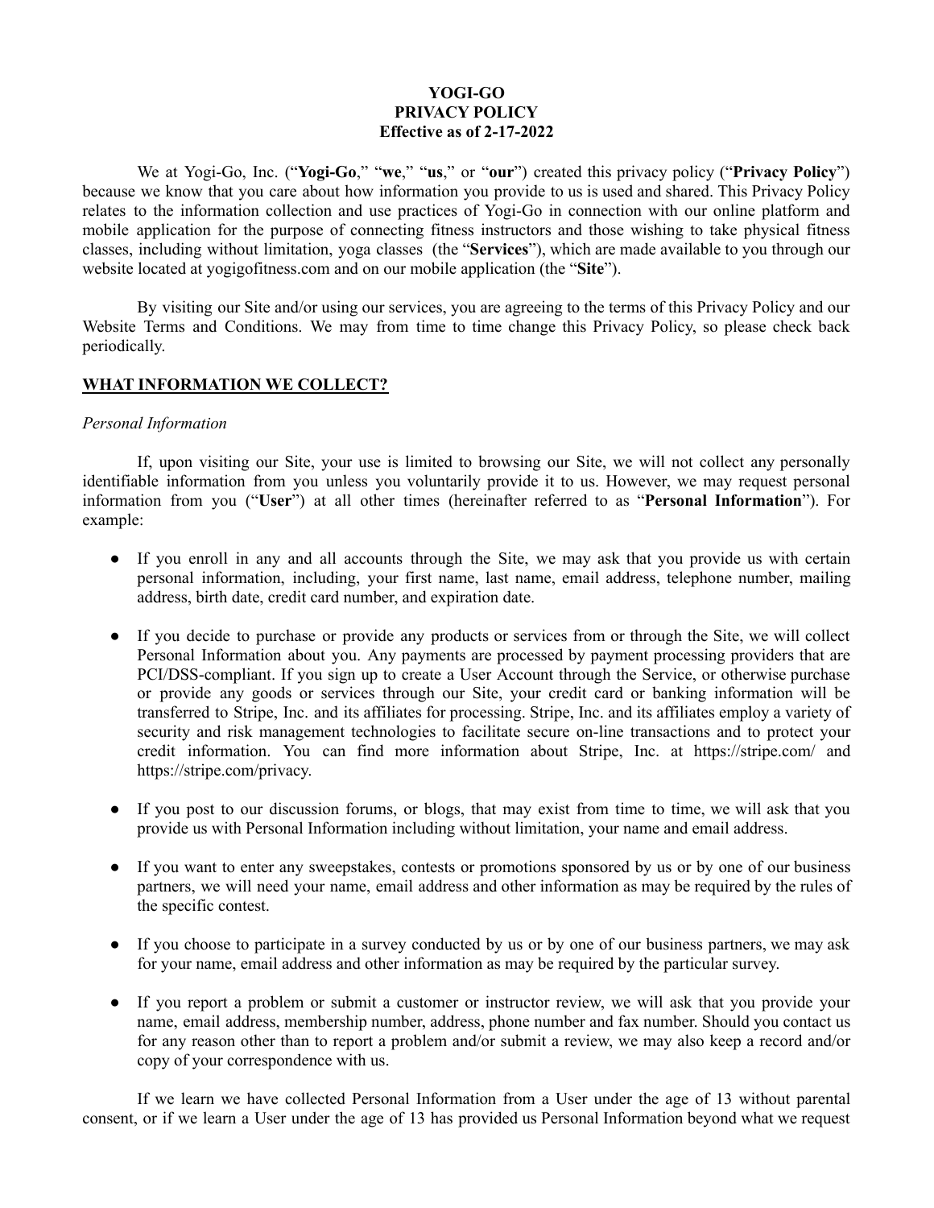# YOGI-GO
# PRIVACY POLICY
**Effective as of 2-17-2022**

We at Yogi-Go, Inc. ("**Yogi-Go**," "**we**," "**us**," or "**our**") created this privacy policy ("**Privacy Policy**") because we know that you care about how information you provide to us is used and shared. This Privacy Policy relates to the information collection and use practices of Yogi-Go in connection with our online platform and mobile application for the purpose of connecting fitness instructors and those wishing to take physical fitness classes, including without limitation, yoga classes (the "**Services**"), which are made available to you through our website located at yogigofitness.com and on our mobile application (the "**Site**").

By visiting our Site and/or using our services, you are agreeing to the terms of this Privacy Policy and our Website Terms and Conditions. We may from time to time change this Privacy Policy, so please check back periodically.

## WHAT INFORMATION WE COLLECT?

*Personal Information*

If, upon visiting our Site, your use is limited to browsing our Site, we will not collect any personally identifiable information from you unless you voluntarily provide it to us. However, we may request personal information from you ("**User**") at all other times (hereinafter referred to as "**Personal Information**"). For example:

- If you enroll in any and all accounts through the Site, we may ask that you provide us with certain personal information, including, your first name, last name, email address, telephone number, mailing address, birth date, credit card number, and expiration date.

- If you decide to purchase or provide any products or services from or through the Site, we will collect Personal Information about you. Any payments are processed by payment processing providers that are PCI/DSS-compliant. If you sign up to create a User Account through the Service, or otherwise purchase or provide any goods or services through our Site, your credit card or banking information will be transferred to Stripe, Inc. and its affiliates for processing. Stripe, Inc. and its affiliates employ a variety of security and risk management technologies to facilitate secure on-line transactions and to protect your credit information. You can find more information about Stripe, Inc. at https://stripe.com/ and https://stripe.com/privacy.

- If you post to our discussion forums, or blogs, that may exist from time to time, we will ask that you provide us with Personal Information including without limitation, your name and email address.

- If you want to enter any sweepstakes, contests or promotions sponsored by us or by one of our business partners, we will need your name, email address and other information as may be required by the rules of the specific contest.

- If you choose to participate in a survey conducted by us or by one of our business partners, we may ask for your name, email address and other information as may be required by the particular survey.

- If you report a problem or submit a customer or instructor review, we will ask that you provide your name, email address, membership number, address, phone number and fax number. Should you contact us for any reason other than to report a problem and/or submit a review, we may also keep a record and/or copy of your correspondence with us.

If we learn we have collected Personal Information from a User under the age of 13 without parental consent, or if we learn a User under the age of 13 has provided us Personal Information beyond what we request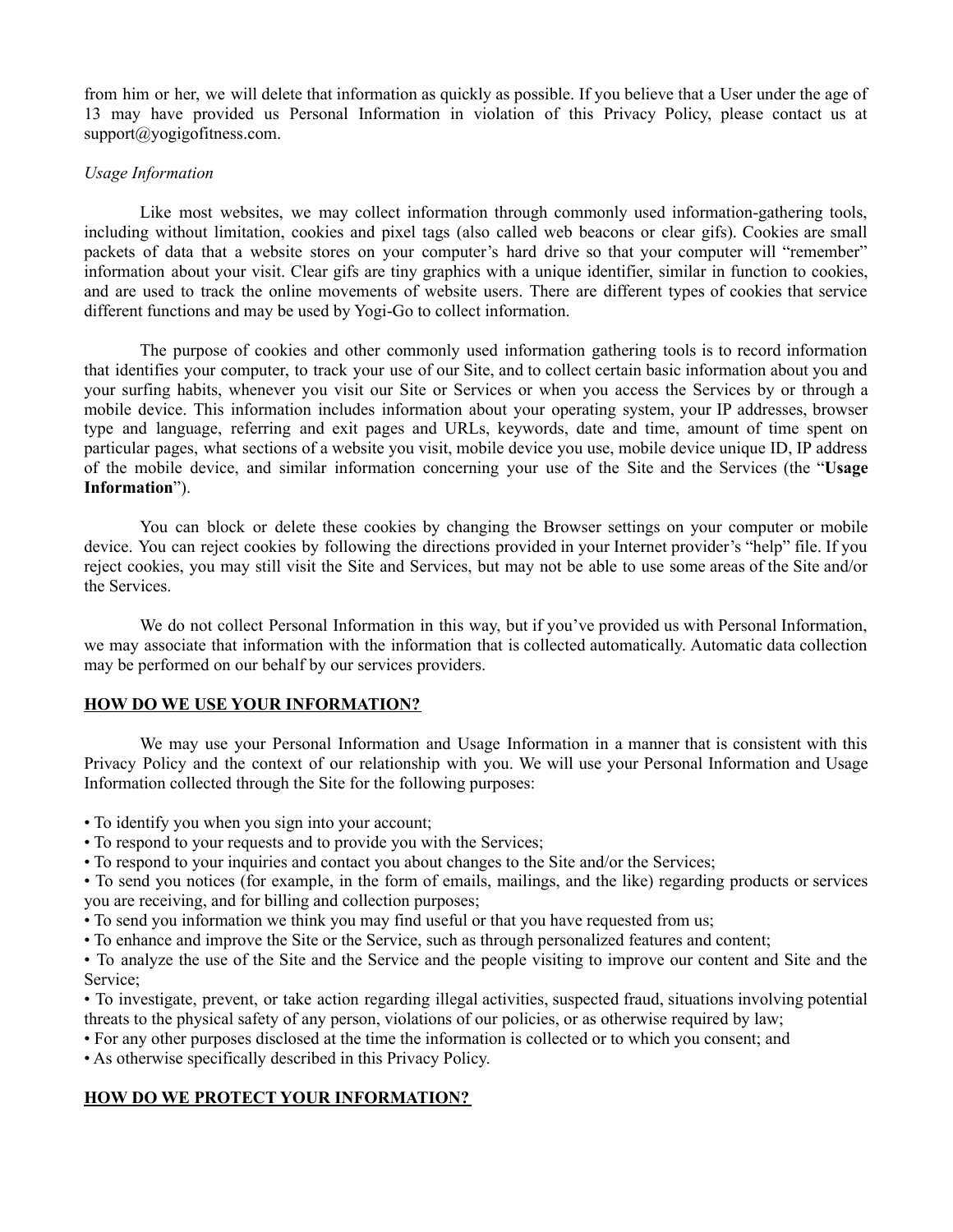from him or her, we will delete that information as quickly as possible. If you believe that a User under the age of 13 may have provided us Personal Information in violation of this Privacy Policy, please contact us at support@yogigofitness.com.

*Usage Information*

Like most websites, we may collect information through commonly used information-gathering tools, including without limitation, cookies and pixel tags (also called web beacons or clear gifs). Cookies are small packets of data that a website stores on your computer's hard drive so that your computer will "remember" information about your visit. Clear gifs are tiny graphics with a unique identifier, similar in function to cookies, and are used to track the online movements of website users. There are different types of cookies that service different functions and may be used by Yogi-Go to collect information.

The purpose of cookies and other commonly used information gathering tools is to record information that identifies your computer, to track your use of our Site, and to collect certain basic information about you and your surfing habits, whenever you visit our Site or Services or when you access the Services by or through a mobile device. This information includes information about your operating system, your IP addresses, browser type and language, referring and exit pages and URLs, keywords, date and time, amount of time spent on particular pages, what sections of a website you visit, mobile device you use, mobile device unique ID, IP address of the mobile device, and similar information concerning your use of the Site and the Services (the "**Usage Information**").

You can block or delete these cookies by changing the Browser settings on your computer or mobile device. You can reject cookies by following the directions provided in your Internet provider's "help" file. If you reject cookies, you may still visit the Site and Services, but may not be able to use some areas of the Site and/or the Services.

We do not collect Personal Information in this way, but if you've provided us with Personal Information, we may associate that information with the information that is collected automatically. Automatic data collection may be performed on our behalf by our services providers.

## HOW DO WE USE YOUR INFORMATION?

We may use your Personal Information and Usage Information in a manner that is consistent with this Privacy Policy and the context of our relationship with you. We will use your Personal Information and Usage Information collected through the Site for the following purposes:

- To identify you when you sign into your account;
- To respond to your requests and to provide you with the Services;
- To respond to your inquiries and contact you about changes to the Site and/or the Services;
- To send you notices (for example, in the form of emails, mailings, and the like) regarding products or services you are receiving, and for billing and collection purposes;
- To send you information we think you may find useful or that you have requested from us;
- To enhance and improve the Site or the Service, such as through personalized features and content;
- To analyze the use of the Site and the Service and the people visiting to improve our content and Site and the Service;
- To investigate, prevent, or take action regarding illegal activities, suspected fraud, situations involving potential threats to the physical safety of any person, violations of our policies, or as otherwise required by law;
- For any other purposes disclosed at the time the information is collected or to which you consent; and
- As otherwise specifically described in this Privacy Policy.

## HOW DO WE PROTECT YOUR INFORMATION?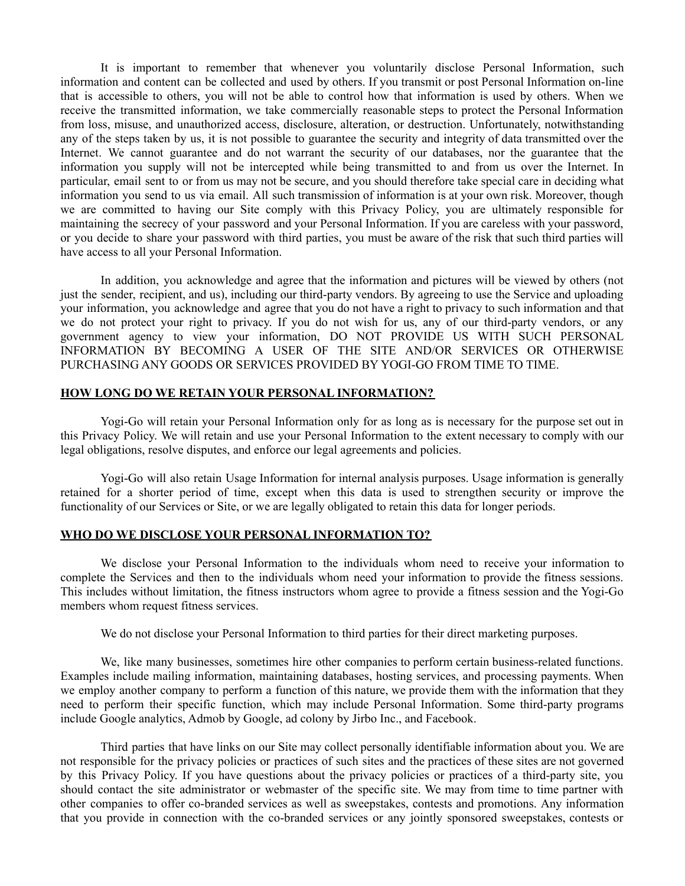It is important to remember that whenever you voluntarily disclose Personal Information, such information and content can be collected and used by others. If you transmit or post Personal Information on-line that is accessible to others, you will not be able to control how that information is used by others. When we receive the transmitted information, we take commercially reasonable steps to protect the Personal Information from loss, misuse, and unauthorized access, disclosure, alteration, or destruction. Unfortunately, notwithstanding any of the steps taken by us, it is not possible to guarantee the security and integrity of data transmitted over the Internet. We cannot guarantee and do not warrant the security of our databases, nor the guarantee that the information you supply will not be intercepted while being transmitted to and from us over the Internet. In particular, email sent to or from us may not be secure, and you should therefore take special care in deciding what information you send to us via email. All such transmission of information is at your own risk. Moreover, though we are committed to having our Site comply with this Privacy Policy, you are ultimately responsible for maintaining the secrecy of your password and your Personal Information. If you are careless with your password, or you decide to share your password with third parties, you must be aware of the risk that such third parties will have access to all your Personal Information.

In addition, you acknowledge and agree that the information and pictures will be viewed by others (not just the sender, recipient, and us), including our third-party vendors. By agreeing to use the Service and uploading your information, you acknowledge and agree that you do not have a right to privacy to such information and that we do not protect your right to privacy. If you do not wish for us, any of our third-party vendors, or any government agency to view your information, DO NOT PROVIDE US WITH SUCH PERSONAL INFORMATION BY BECOMING A USER OF THE SITE AND/OR SERVICES OR OTHERWISE PURCHASING ANY GOODS OR SERVICES PROVIDED BY YOGI-GO FROM TIME TO TIME.

## HOW LONG DO WE RETAIN YOUR PERSONAL INFORMATION?

Yogi-Go will retain your Personal Information only for as long as is necessary for the purpose set out in this Privacy Policy. We will retain and use your Personal Information to the extent necessary to comply with our legal obligations, resolve disputes, and enforce our legal agreements and policies.

Yogi-Go will also retain Usage Information for internal analysis purposes. Usage information is generally retained for a shorter period of time, except when this data is used to strengthen security or improve the functionality of our Services or Site, or we are legally obligated to retain this data for longer periods.

## WHO DO WE DISCLOSE YOUR PERSONAL INFORMATION TO?

We disclose your Personal Information to the individuals whom need to receive your information to complete the Services and then to the individuals whom need your information to provide the fitness sessions. This includes without limitation, the fitness instructors whom agree to provide a fitness session and the Yogi-Go members whom request fitness services.

We do not disclose your Personal Information to third parties for their direct marketing purposes.

We, like many businesses, sometimes hire other companies to perform certain business-related functions. Examples include mailing information, maintaining databases, hosting services, and processing payments. When we employ another company to perform a function of this nature, we provide them with the information that they need to perform their specific function, which may include Personal Information. Some third-party programs include Google analytics, Admob by Google, ad colony by Jirbo Inc., and Facebook.

Third parties that have links on our Site may collect personally identifiable information about you. We are not responsible for the privacy policies or practices of such sites and the practices of these sites are not governed by this Privacy Policy. If you have questions about the privacy policies or practices of a third-party site, you should contact the site administrator or webmaster of the specific site. We may from time to time partner with other companies to offer co-branded services as well as sweepstakes, contests and promotions. Any information that you provide in connection with the co-branded services or any jointly sponsored sweepstakes, contests or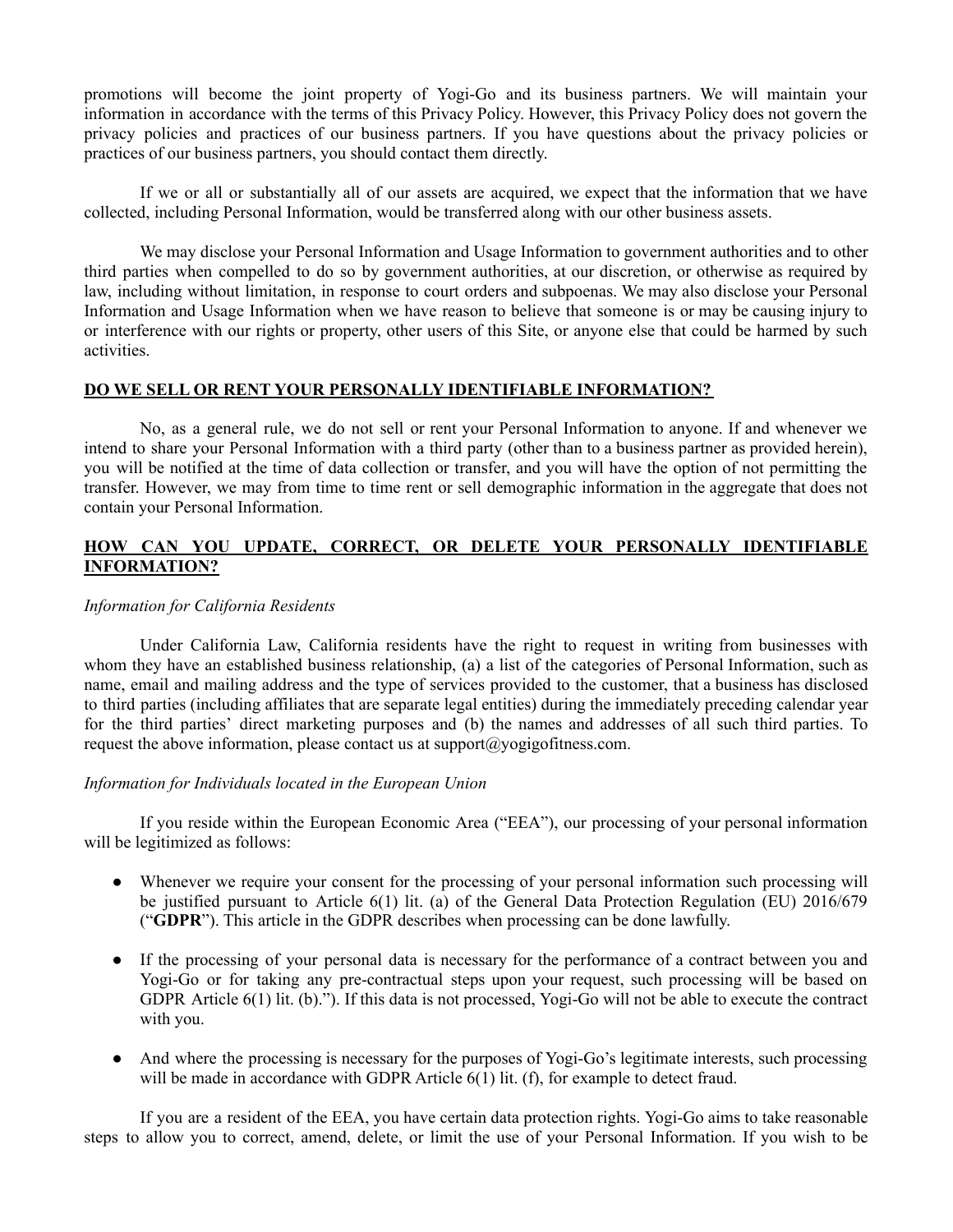promotions will become the joint property of Yogi-Go and its business partners. We will maintain your information in accordance with the terms of this Privacy Policy. However, this Privacy Policy does not govern the privacy policies and practices of our business partners. If you have questions about the privacy policies or practices of our business partners, you should contact them directly.

If we or all or substantially all of our assets are acquired, we expect that the information that we have collected, including Personal Information, would be transferred along with our other business assets.

We may disclose your Personal Information and Usage Information to government authorities and to other third parties when compelled to do so by government authorities, at our discretion, or otherwise as required by law, including without limitation, in response to court orders and subpoenas. We may also disclose your Personal Information and Usage Information when we have reason to believe that someone is or may be causing injury to or interference with our rights or property, other users of this Site, or anyone else that could be harmed by such activities.

## DO WE SELL OR RENT YOUR PERSONALLY IDENTIFIABLE INFORMATION?

No, as a general rule, we do not sell or rent your Personal Information to anyone. If and whenever we intend to share your Personal Information with a third party (other than to a business partner as provided herein), you will be notified at the time of data collection or transfer, and you will have the option of not permitting the transfer. However, we may from time to time rent or sell demographic information in the aggregate that does not contain your Personal Information.

## HOW CAN YOU UPDATE, CORRECT, OR DELETE YOUR PERSONALLY IDENTIFIABLE INFORMATION?

*Information for California Residents*

Under California Law, California residents have the right to request in writing from businesses with whom they have an established business relationship, (a) a list of the categories of Personal Information, such as name, email and mailing address and the type of services provided to the customer, that a business has disclosed to third parties (including affiliates that are separate legal entities) during the immediately preceding calendar year for the third parties' direct marketing purposes and (b) the names and addresses of all such third parties. To request the above information, please contact us at support@yogigofitness.com.

*Information for Individuals located in the European Union*

If you reside within the European Economic Area ("EEA"), our processing of your personal information will be legitimized as follows:

- Whenever we require your consent for the processing of your personal information such processing will be justified pursuant to Article 6(1) lit. (a) of the General Data Protection Regulation (EU) 2016/679 ("**GDPR**"). This article in the GDPR describes when processing can be done lawfully.
- If the processing of your personal data is necessary for the performance of a contract between you and Yogi-Go or for taking any pre-contractual steps upon your request, such processing will be based on GDPR Article 6(1) lit. (b)."). If this data is not processed, Yogi-Go will not be able to execute the contract with you.
- And where the processing is necessary for the purposes of Yogi-Go's legitimate interests, such processing will be made in accordance with GDPR Article 6(1) lit. (f), for example to detect fraud.

If you are a resident of the EEA, you have certain data protection rights. Yogi-Go aims to take reasonable steps to allow you to correct, amend, delete, or limit the use of your Personal Information. If you wish to be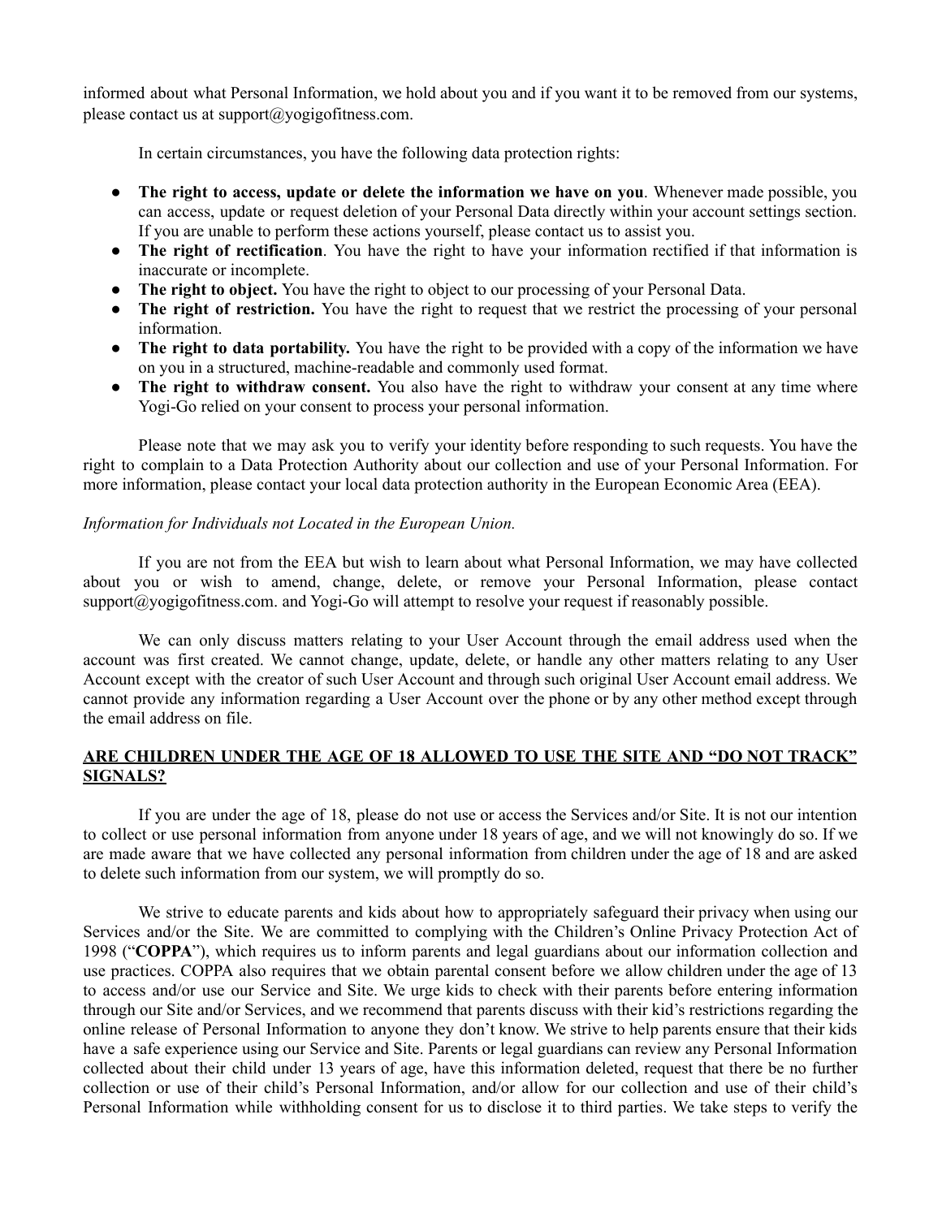informed about what Personal Information, we hold about you and if you want it to be removed from our systems, please contact us at support@yogigofitness.com.

In certain circumstances, you have the following data protection rights:

- **The right to access, update or delete the information we have on you**. Whenever made possible, you can access, update or request deletion of your Personal Data directly within your account settings section. If you are unable to perform these actions yourself, please contact us to assist you.
- **The right of rectification**. You have the right to have your information rectified if that information is inaccurate or incomplete.
- **The right to object.** You have the right to object to our processing of your Personal Data.
- **The right of restriction.** You have the right to request that we restrict the processing of your personal information.
- **The right to data portability.** You have the right to be provided with a copy of the information we have on you in a structured, machine-readable and commonly used format.
- **The right to withdraw consent.** You also have the right to withdraw your consent at any time where Yogi-Go relied on your consent to process your personal information.

Please note that we may ask you to verify your identity before responding to such requests. You have the right to complain to a Data Protection Authority about our collection and use of your Personal Information. For more information, please contact your local data protection authority in the European Economic Area (EEA).

*Information for Individuals not Located in the European Union.*

If you are not from the EEA but wish to learn about what Personal Information, we may have collected about you or wish to amend, change, delete, or remove your Personal Information, please contact support@yogigofitness.com. and Yogi-Go will attempt to resolve your request if reasonably possible.

We can only discuss matters relating to your User Account through the email address used when the account was first created. We cannot change, update, delete, or handle any other matters relating to any User Account except with the creator of such User Account and through such original User Account email address. We cannot provide any information regarding a User Account over the phone or by any other method except through the email address on file.

## ARE CHILDREN UNDER THE AGE OF 18 ALLOWED TO USE THE SITE AND "DO NOT TRACK" SIGNALS?

If you are under the age of 18, please do not use or access the Services and/or Site. It is not our intention to collect or use personal information from anyone under 18 years of age, and we will not knowingly do so. If we are made aware that we have collected any personal information from children under the age of 18 and are asked to delete such information from our system, we will promptly do so.

We strive to educate parents and kids about how to appropriately safeguard their privacy when using our Services and/or the Site. We are committed to complying with the Children's Online Privacy Protection Act of 1998 ("**COPPA**"), which requires us to inform parents and legal guardians about our information collection and use practices. COPPA also requires that we obtain parental consent before we allow children under the age of 13 to access and/or use our Service and Site. We urge kids to check with their parents before entering information through our Site and/or Services, and we recommend that parents discuss with their kid's restrictions regarding the online release of Personal Information to anyone they don't know. We strive to help parents ensure that their kids have a safe experience using our Service and Site. Parents or legal guardians can review any Personal Information collected about their child under 13 years of age, have this information deleted, request that there be no further collection or use of their child's Personal Information, and/or allow for our collection and use of their child's Personal Information while withholding consent for us to disclose it to third parties. We take steps to verify the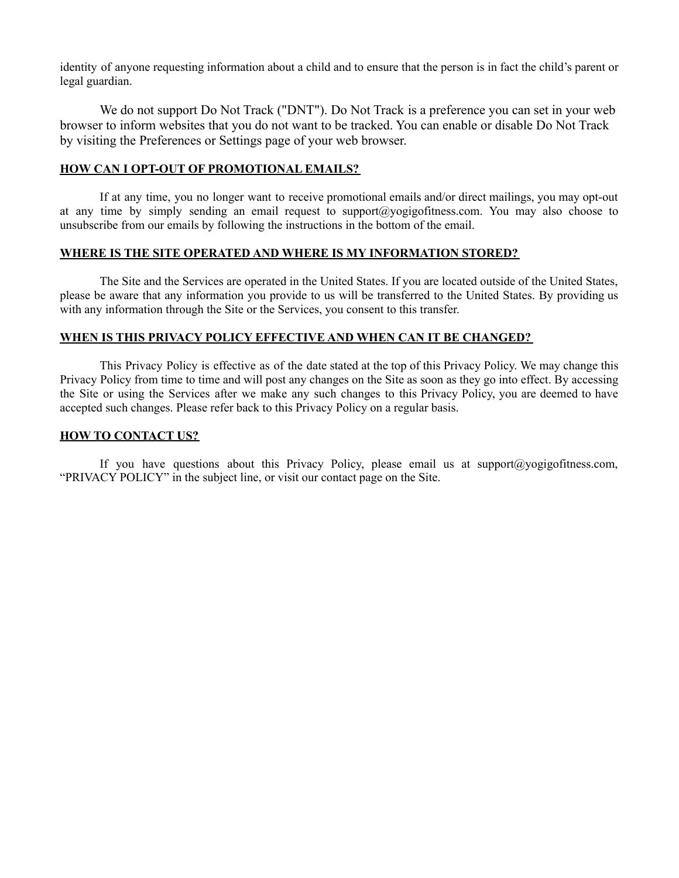identity of anyone requesting information about a child and to ensure that the person is in fact the child's parent or legal guardian.

We do not support Do Not Track ("DNT"). Do Not Track is a preference you can set in your web browser to inform websites that you do not want to be tracked. You can enable or disable Do Not Track by visiting the Preferences or Settings page of your web browser.

**HOW CAN I OPT-OUT OF PROMOTIONAL EMAILS?**

If at any time, you no longer want to receive promotional emails and/or direct mailings, you may opt-out at any time by simply sending an email request to support@yogigofitness.com. You may also choose to unsubscribe from our emails by following the instructions in the bottom of the email.

**WHERE IS THE SITE OPERATED AND WHERE IS MY INFORMATION STORED?**

The Site and the Services are operated in the United States. If you are located outside of the United States, please be aware that any information you provide to us will be transferred to the United States. By providing us with any information through the Site or the Services, you consent to this transfer.

**WHEN IS THIS PRIVACY POLICY EFFECTIVE AND WHEN CAN IT BE CHANGED?**

This Privacy Policy is effective as of the date stated at the top of this Privacy Policy. We may change this Privacy Policy from time to time and will post any changes on the Site as soon as they go into effect. By accessing the Site or using the Services after we make any such changes to this Privacy Policy, you are deemed to have accepted such changes. Please refer back to this Privacy Policy on a regular basis.

**HOW TO CONTACT US?**

If you have questions about this Privacy Policy, please email us at support@yogigofitness.com, "PRIVACY POLICY" in the subject line, or visit our contact page on the Site.